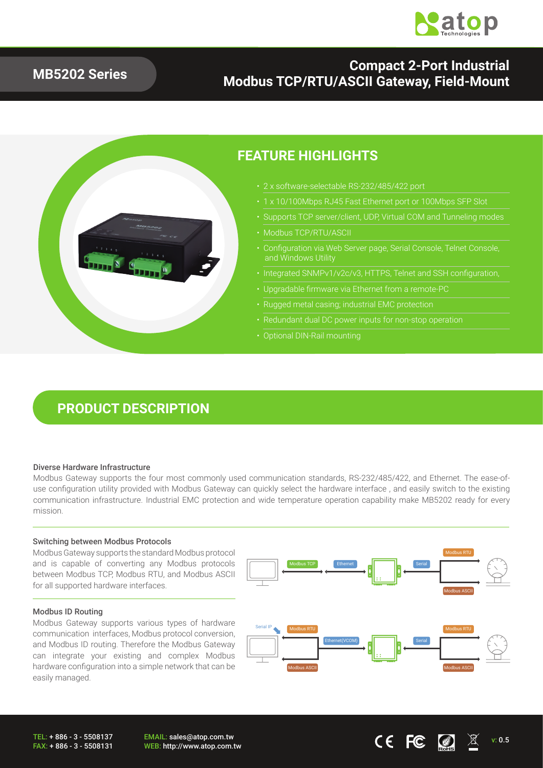# MB5202 Series

## Compact 2-Port Industrial Modbus TCP/RTU/ASCII Gateway, Field-Mount

## FEATURE HIGHLIGHTS

- 2 x software-selectable RS-232/485/422 port
- 1 x 10/100Mbps RJ45 Fast Ethernet port or 100Mbps SFP Slot
- Supports TCP server/client, UDP, Virtual COM and Tunneling modes
- Modbus TCP/RTU/ASCII
- Configuration via Web Server page, Serial Console, Telnet Console, and Windows Utility
- Integrated SNMPv1/v2c/v3, HTTPS, Telnet and SSH configuration,
- Upgradable firmware via Ethernet from a remote-PC
- Rugged metal casing; industrial EMC protection
- Redundant dual DC power inputs for non-stop operation
- Optional DIN-Rail mounting

## PRODUCT DESCRIPTION

### Diverse Hardware Infrastructure

Modbus Gateway supports the four most commonly used communication standards, RS-232/485/422, and Ethernet. The ease-of-use configuration utility provided with Modbus Gateway can quickly select the hardware interface , and easily switch to the existing communication infrastructure. Industrial EMC protection and wide temperature operation capability make MB5202 ready for every mission.

### Switching between Modbus Protocols

Modbus Gateway supports the standard Modbus protocol and is capable of converting any Modbus protocols between Modbus TCP, Modbus RTU, and Modbus ASCII for all supported hardware interfaces.

### Modbus ID Routing

Modbus Gateway supports various types of hardware communication interfaces, Modbus protocol conversion, and Modbus ID routing. Therefore the Modbus Gateway can integrate your existing and complex Modbus hardware configuration into a simple network that can be easily managed.

TEL: + 886 - 3 - 5508137
FAX: + 886 - 3 - 5508131

EMAIL: sales@atop.com.tw
WEB: http://www.atop.com.tw

v: 0.5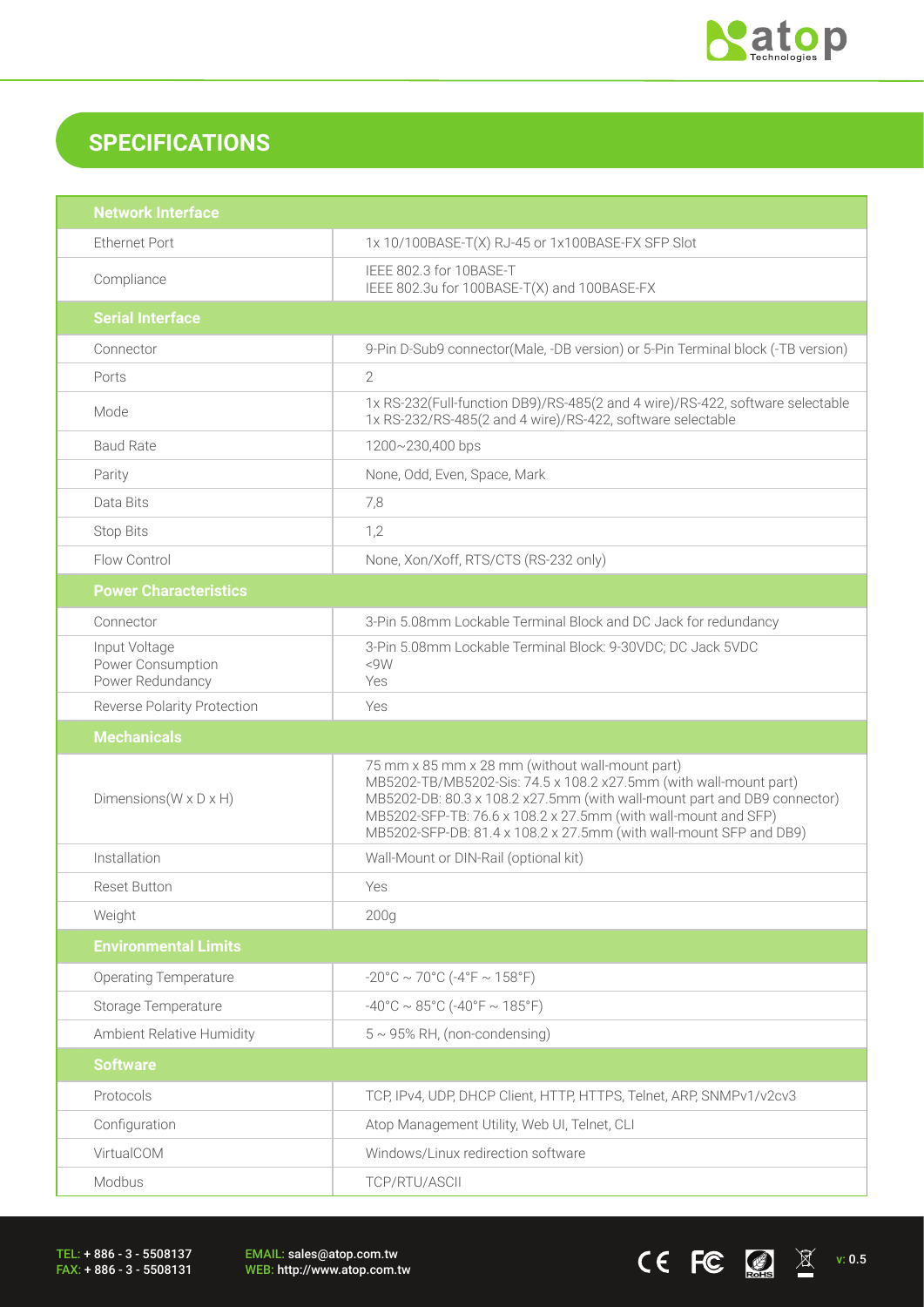# SPECIFICATIONS

| Network Interface | |
|---|---|
| Ethernet Port | 1x 10/100BASE-T(X) RJ-45 or 1x100BASE-FX SFP Slot |
| Compliance | IEEE 802.3 for 10BASE-T<br>IEEE 802.3u for 100BASE-T(X) and 100BASE-FX |
| **Serial Interface** | |
| Connector | 9-Pin D-Sub9 connector(Male, -DB version) or 5-Pin Terminal block (-TB version) |
| Ports | 2 |
| Mode | 1x RS-232(Full-function DB9)/RS-485(2 and 4 wire)/RS-422, software selectable<br>1x RS-232/RS-485(2 and 4 wire)/RS-422, software selectable |
| Baud Rate | 1200~230,400 bps |
| Parity | None, Odd, Even, Space, Mark |
| Data Bits | 7,8 |
| Stop Bits | 1,2 |
| Flow Control | None, Xon/Xoff, RTS/CTS (RS-232 only) |
| **Power Characteristics** | |
| Connector | 3-Pin 5.08mm Lockable Terminal Block and DC Jack for redundancy |
| Input Voltage<br>Power Consumption<br>Power Redundancy | 3-Pin 5.08mm Lockable Terminal Block: 9-30VDC; DC Jack 5VDC<br><9W<br>Yes |
| Reverse Polarity Protection | Yes |
| **Mechanicals** | |
| Dimensions(W x D x H) | 75 mm x 85 mm x 28 mm (without wall-mount part)<br>MB5202-TB/MB5202-Sis: 74.5 x 108.2 x27.5mm (with wall-mount part)<br>MB5202-DB: 80.3 x 108.2 x27.5mm (with wall-mount part and DB9 connector)<br>MB5202-SFP-TB: 76.6 x 108.2 x 27.5mm (with wall-mount and SFP)<br>MB5202-SFP-DB: 81.4 x 108.2 x 27.5mm (with wall-mount SFP and DB9) |
| Installation | Wall-Mount or DIN-Rail (optional kit) |
| Reset Button | Yes |
| Weight | 200g |
| **Environmental Limits** | |
| Operating Temperature | -20°C ~ 70°C (-4°F ~ 158°F) |
| Storage Temperature | -40°C ~ 85°C (-40°F ~ 185°F) |
| Ambient Relative Humidity | 5 ~ 95% RH, (non-condensing) |
| **Software** | |
| Protocols | TCP, IPv4, UDP, DHCP Client, HTTP, HTTPS, Telnet, ARP, SNMPv1/v2cv3 |
| Configuration | Atop Management Utility, Web UI, Telnet, CLI |
| VirtualCOM | Windows/Linux redirection software |
| Modbus | TCP/RTU/ASCII |

TEL: + 886 - 3 - 5508137
FAX: + 886 - 3 - 5508131

EMAIL: sales@atop.com.tw
WEB: http://www.atop.com.tw

v: 0.5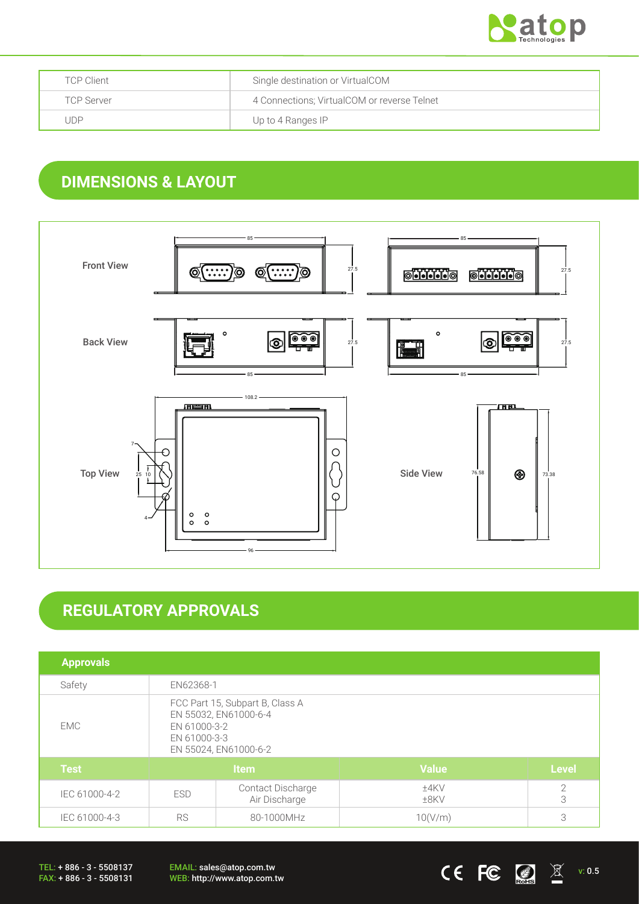| TCP Client | Single destination or VirtualCOM |
| --- | --- |
| TCP Server | 4 Connections; VirtualCOM or reverse Telnet |
| UDP | Up to 4 Ranges IP |

## DIMENSIONS & LAYOUT

Front View

Back View

Top View

Side View

## REGULATORY APPROVALS

| Approvals | | | | |
| --- | --- | --- | --- | --- |
| Safety | EN62368-1 | | | |
| EMC | FCC Part 15, Subpart B, Class A<br>EN 55032, EN61000-6-4<br>EN 61000-3-2<br>EN 61000-3-3<br>EN 55024, EN61000-6-2 | | | |
| **Test** | **Item** | | **Value** | **Level** |
| IEC 61000-4-2 | ESD | Contact Discharge<br>Air Discharge | ±4KV<br>±8KV | 2<br>3 |
| IEC 61000-4-3 | RS | 80-1000MHz | 10(V/m) | 3 |

TEL: + 886 - 3 - 5508137
FAX: + 886 - 3 - 5508131

EMAIL: sales@atop.com.tw
WEB: http://www.atop.com.tw

v: 0.5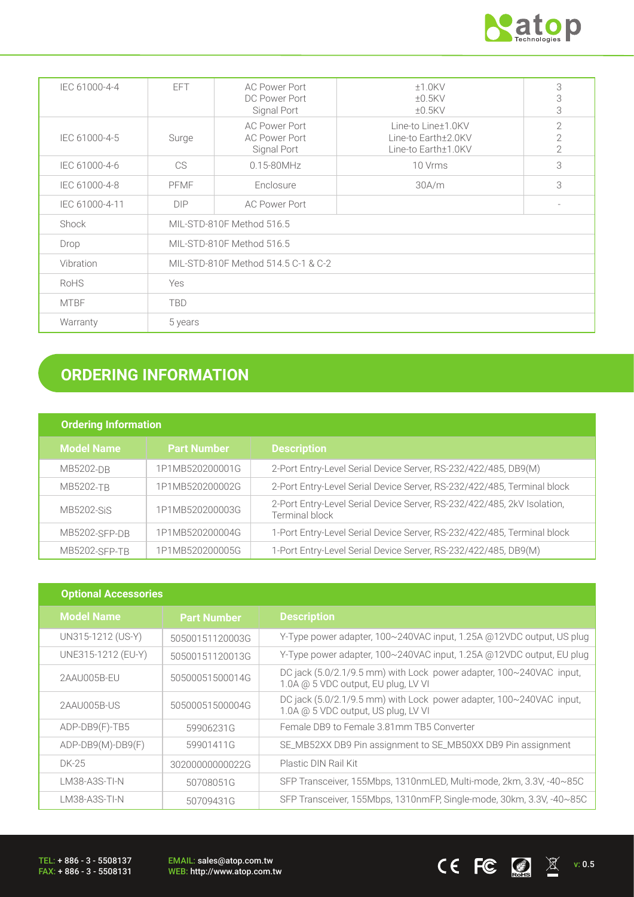| | | | | |
|---|---|---|---|---|
| IEC 61000-4-4 | EFT | AC Power Port<br>DC Power Port<br>Signal Port | ±1.0KV<br>±0.5KV<br>±0.5KV | 3<br>3<br>3 |
| IEC 61000-4-5 | Surge | AC Power Port<br>AC Power Port<br>Signal Port | Line-to Line±1.0KV<br>Line-to Earth±2.0KV<br>Line-to Earth±1.0KV | 2<br>2<br>2 |
| IEC 61000-4-6 | CS | 0.15-80MHz | 10 Vrms | 3 |
| IEC 61000-4-8 | PFMF | Enclosure | 30A/m | 3 |
| IEC 61000-4-11 | DIP | AC Power Port | | - |
| Shock | MIL-STD-810F Method 516.5 | | | |
| Drop | MIL-STD-810F Method 516.5 | | | |
| Vibration | MIL-STD-810F Method 514.5 C-1 & C-2 | | | |
| RoHS | Yes | | | |
| MTBF | TBD | | | |
| Warranty | 5 years | | | |

## ORDERING INFORMATION

**Ordering Information**

| Model Name | Part Number | Description |
|---|---|---|
| MB5202-DB | 1P1MB520200001G | 2-Port Entry-Level Serial Device Server, RS-232/422/485, DB9(M) |
| MB5202-TB | 1P1MB520200002G | 2-Port Entry-Level Serial Device Server, RS-232/422/485, Terminal block |
| MB5202-SiS | 1P1MB520200003G | 2-Port Entry-Level Serial Device Server, RS-232/422/485, 2kV Isolation, Terminal block |
| MB5202-SFP-DB | 1P1MB520200004G | 1-Port Entry-Level Serial Device Server, RS-232/422/485, Terminal block |
| MB5202-SFP-TB | 1P1MB520200005G | 1-Port Entry-Level Serial Device Server, RS-232/422/485, DB9(M) |

**Optional Accessories**

| Model Name | Part Number | Description |
|---|---|---|
| UN315-1212 (US-Y) | 50500151120003G | Y-Type power adapter, 100~240VAC input, 1.25A @12VDC output, US plug |
| UNE315-1212 (EU-Y) | 50500151120013G | Y-Type power adapter, 100~240VAC input, 1.25A @12VDC output, EU plug |
| 2AAU005B-EU | 50500051500014G | DC jack (5.0/2.1/9.5 mm) with Lock power adapter, 100~240VAC input, 1.0A @ 5 VDC output, EU plug, LV VI |
| 2AAU005B-US | 50500051500004G | DC jack (5.0/2.1/9.5 mm) with Lock power adapter, 100~240VAC input, 1.0A @ 5 VDC output, US plug, LV VI |
| ADP-DB9(F)-TB5 | 59906231G | Female DB9 to Female 3.81mm TB5 Converter |
| ADP-DB9(M)-DB9(F) | 59901411G | SE_MB52XX DB9 Pin assignment to SE_MB50XX DB9 Pin assignment |
| DK-25 | 30200000000022G | Plastic DIN Rail Kit |
| LM38-A3S-TI-N | 50708051G | SFP Transceiver, 155Mbps, 1310nmLED, Multi-mode, 2km, 3.3V, -40~85C |
| LM38-A3S-TI-N | 50709431G | SFP Transceiver, 155Mbps, 1310nmFP, Single-mode, 30km, 3.3V, -40~85C |

TEL: + 886 - 3 - 5508137
FAX: + 886 - 3 - 5508131

EMAIL: sales@atop.com.tw
WEB: http://www.atop.com.tw

v: 0.5